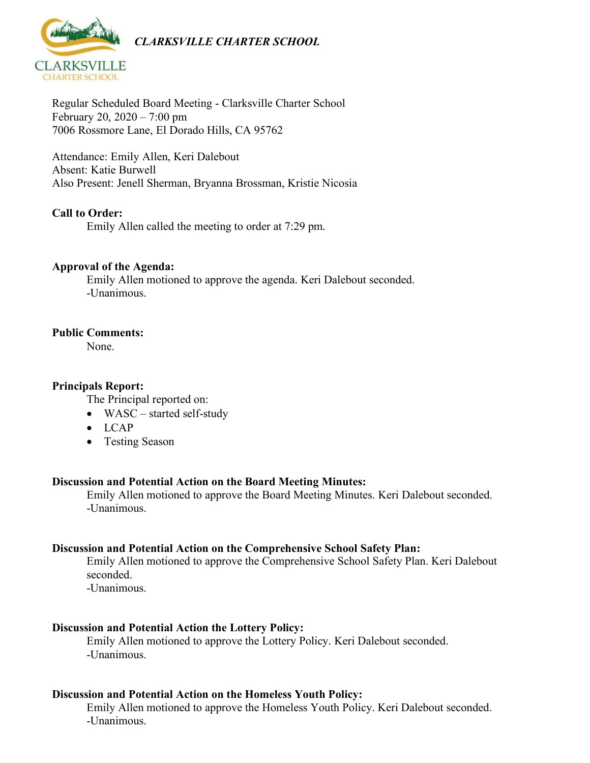*CLARKSVILLE CHARTER SCHOOL*

Regular Scheduled Board Meeting - Clarksville Charter School
February 20, 2020 – 7:00 pm
7006 Rossmore Lane, El Dorado Hills, CA 95762

Attendance: Emily Allen, Keri Dalebout
Absent: Katie Burwell
Also Present: Jenell Sherman, Bryanna Brossman, Kristie Nicosia

**Call to Order:**

Emily Allen called the meeting to order at 7:29 pm.

**Approval of the Agenda:**

Emily Allen motioned to approve the agenda. Keri Dalebout seconded.
-Unanimous.

**Public Comments:**

None.

**Principals Report:**

The Principal reported on:

- WASC – started self-study
- LCAP
- Testing Season

**Discussion and Potential Action on the Board Meeting Minutes:**

Emily Allen motioned to approve the Board Meeting Minutes. Keri Dalebout seconded.
-Unanimous.

**Discussion and Potential Action on the Comprehensive School Safety Plan:**

Emily Allen motioned to approve the Comprehensive School Safety Plan. Keri Dalebout seconded.
-Unanimous.

**Discussion and Potential Action the Lottery Policy:**

Emily Allen motioned to approve the Lottery Policy. Keri Dalebout seconded.
-Unanimous.

**Discussion and Potential Action on the Homeless Youth Policy:**

Emily Allen motioned to approve the Homeless Youth Policy. Keri Dalebout seconded.
-Unanimous.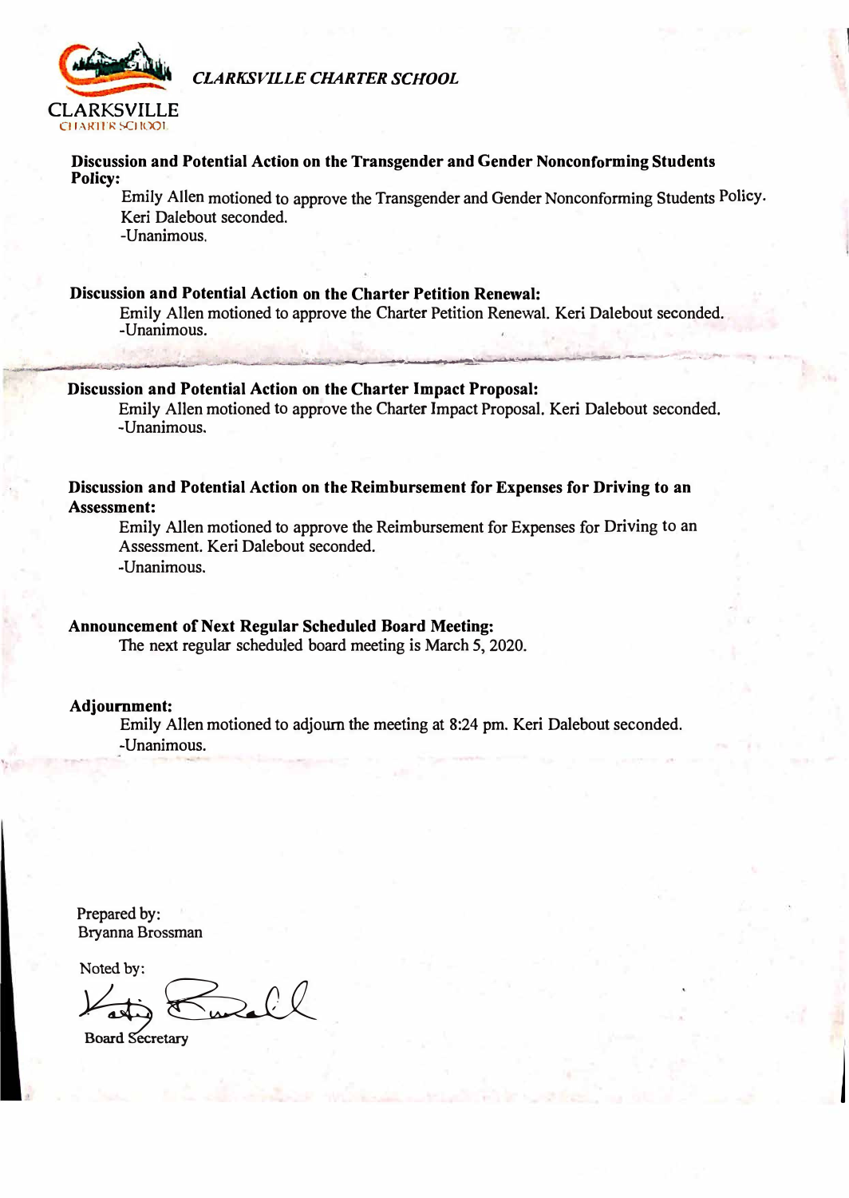*CLARKSVILLE CHARTER SCHOOL*

**Discussion and Potential Action on the Transgender and Gender Nonconforming Students Policy:**

Emily Allen motioned to approve the Transgender and Gender Nonconforming Students Policy. Keri Dalebout seconded.
-Unanimous.

**Discussion and Potential Action on the Charter Petition Renewal:**

Emily Allen motioned to approve the Charter Petition Renewal. Keri Dalebout seconded.
-Unanimous.

**Discussion and Potential Action on the Charter Impact Proposal:**

Emily Allen motioned to approve the Charter Impact Proposal. Keri Dalebout seconded.
-Unanimous.

**Discussion and Potential Action on the Reimbursement for Expenses for Driving to an Assessment:**

Emily Allen motioned to approve the Reimbursement for Expenses for Driving to an Assessment. Keri Dalebout seconded.
-Unanimous.

**Announcement of Next Regular Scheduled Board Meeting:**

The next regular scheduled board meeting is March 5, 2020.

**Adjournment:**

Emily Allen motioned to adjourn the meeting at 8:24 pm. Keri Dalebout seconded.
-Unanimous.

Prepared by:
Bryanna Brossman

Noted by:

Board Secretary